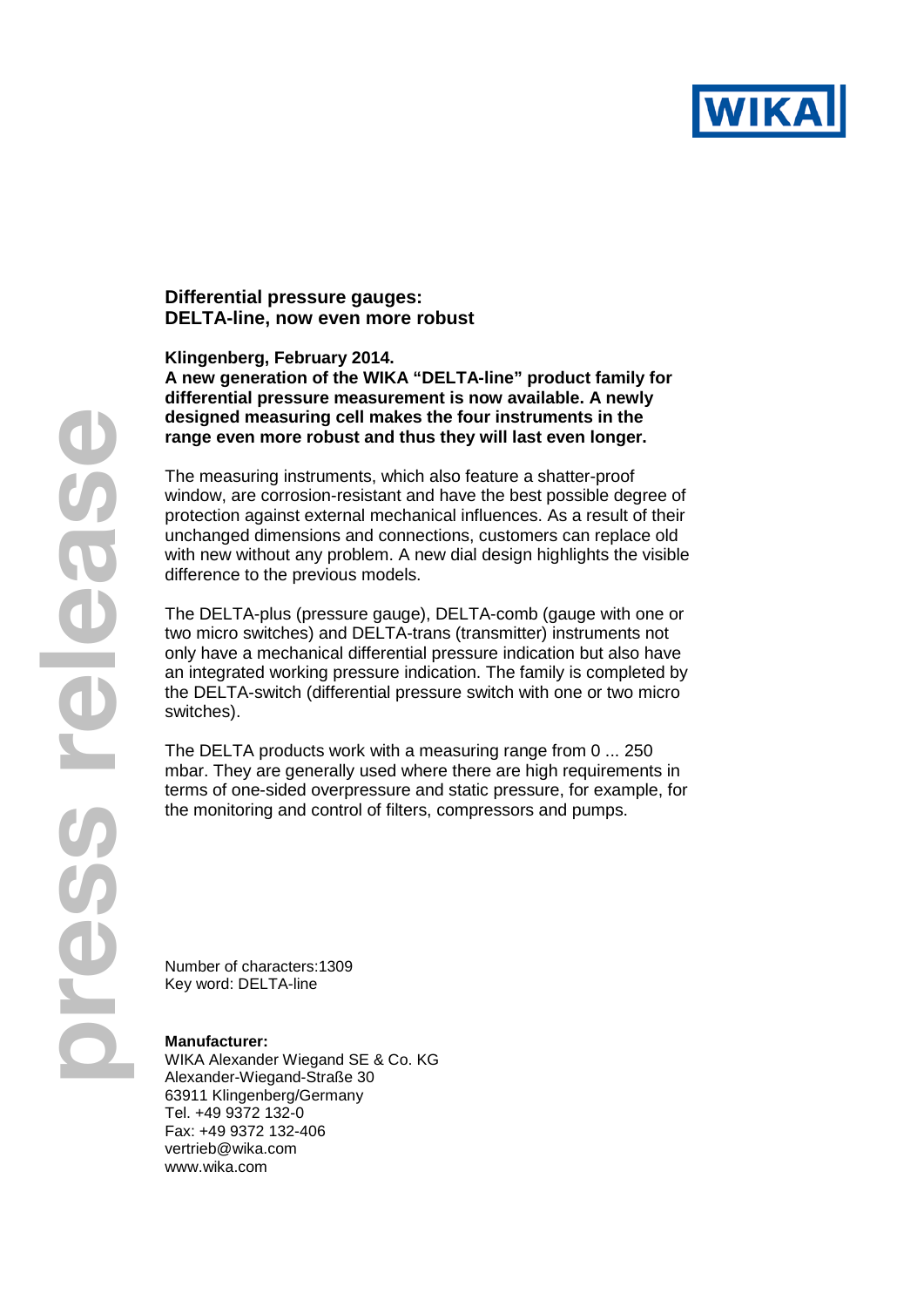WIKA

press release

## Differential pressure gauges: DELTA-line, now even more robust

**Klingenberg, February 2014.**
**A new generation of the WIKA "DELTA-line" product family for differential pressure measurement is now available. A newly designed measuring cell makes the four instruments in the range even more robust and thus they will last even longer.**

The measuring instruments, which also feature a shatter-proof window, are corrosion-resistant and have the best possible degree of protection against external mechanical influences. As a result of their unchanged dimensions and connections, customers can replace old with new without any problem. A new dial design highlights the visible difference to the previous models.

The DELTA-plus (pressure gauge), DELTA-comb (gauge with one or two micro switches) and DELTA-trans (transmitter) instruments not only have a mechanical differential pressure indication but also have an integrated working pressure indication. The family is completed by the DELTA-switch (differential pressure switch with one or two micro switches).

The DELTA products work with a measuring range from 0 ... 250 mbar. They are generally used where there are high requirements in terms of one-sided overpressure and static pressure, for example, for the monitoring and control of filters, compressors and pumps.

Number of characters:1309
Key word: DELTA-line

**Manufacturer:**
WIKA Alexander Wiegand SE & Co. KG
Alexander-Wiegand-Straße 30
63911 Klingenberg/Germany
Tel. +49 9372 132-0
Fax: +49 9372 132-406
vertrieb@wika.com
www.wika.com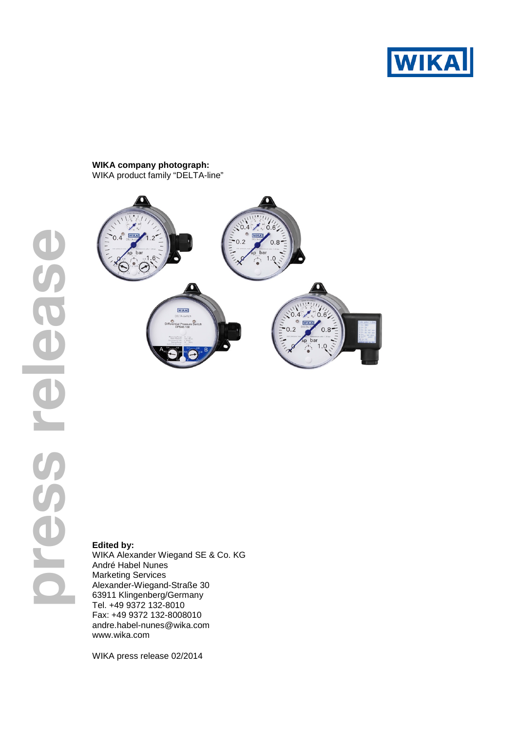**WIKA company photograph:**
WIKA product family "DELTA-line"

**Edited by:**
WIKA Alexander Wiegand SE & Co. KG
André Habel Nunes
Marketing Services
Alexander-Wiegand-Straße 30
63911 Klingenberg/Germany
Tel. +49 9372 132-8010
Fax: +49 9372 132-8008010
andre.habel-nunes@wika.com
www.wika.com

WIKA press release 02/2014